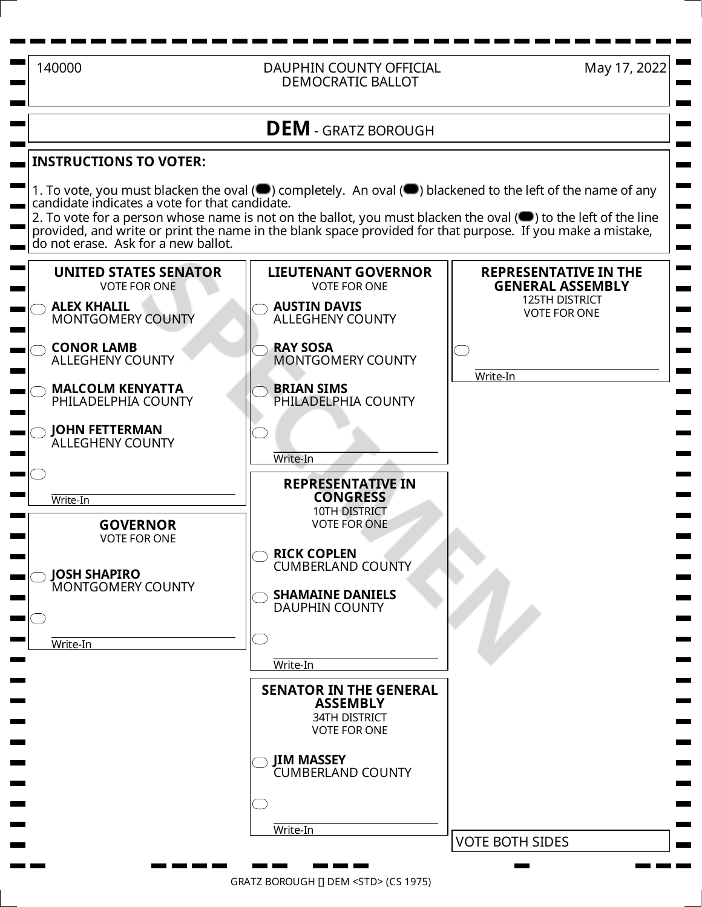140000

DAUPHIN COUNTY OFFICIAL
DEMOCRATIC BALLOT

May 17, 2022

# DEM - GRATZ BOROUGH

**INSTRUCTIONS TO VOTER:**

1. To vote, you must blacken the oval (⬬) completely. An oval (⬬) blackened to the left of the name of any candidate indicates a vote for that candidate.
2. To vote for a person whose name is not on the ballot, you must blacken the oval (⬬) to the left of the line provided, and write or print the name in the blank space provided for that purpose. If you make a mistake, do not erase. Ask for a new ballot.

## UNITED STATES SENATOR
VOTE FOR ONE

- ⬭ **ALEX KHALIL**
  MONTGOMERY COUNTY
- ⬭ **CONOR LAMB**
  ALLEGHENY COUNTY
- ⬭ **MALCOLM KENYATTA**
  PHILADELPHIA COUNTY
- ⬭ **JOHN FETTERMAN**
  ALLEGHENY COUNTY
- ⬭ ______________________
  Write-In

## GOVERNOR
VOTE FOR ONE

- ⬭ **JOSH SHAPIRO**
  MONTGOMERY COUNTY
- ⬭ ______________________
  Write-In

## LIEUTENANT GOVERNOR
VOTE FOR ONE

- ⬭ **AUSTIN DAVIS**
  ALLEGHENY COUNTY
- ⬭ **RAY SOSA**
  MONTGOMERY COUNTY
- ⬭ **BRIAN SIMS**
  PHILADELPHIA COUNTY
- ⬭ ______________________
  Write-In

## REPRESENTATIVE IN CONGRESS
10TH DISTRICT
VOTE FOR ONE

- ⬭ **RICK COPLEN**
  CUMBERLAND COUNTY
- ⬭ **SHAMAINE DANIELS**
  DAUPHIN COUNTY
- ⬭ ______________________
  Write-In

## SENATOR IN THE GENERAL ASSEMBLY
34TH DISTRICT
VOTE FOR ONE

- ⬭ **JIM MASSEY**
  CUMBERLAND COUNTY
- ⬭ ______________________
  Write-In

## REPRESENTATIVE IN THE GENERAL ASSEMBLY
125TH DISTRICT
VOTE FOR ONE

- ⬭ ______________________
  Write-In

VOTE BOTH SIDES

GRATZ BOROUGH [] DEM <STD> (CS 1975)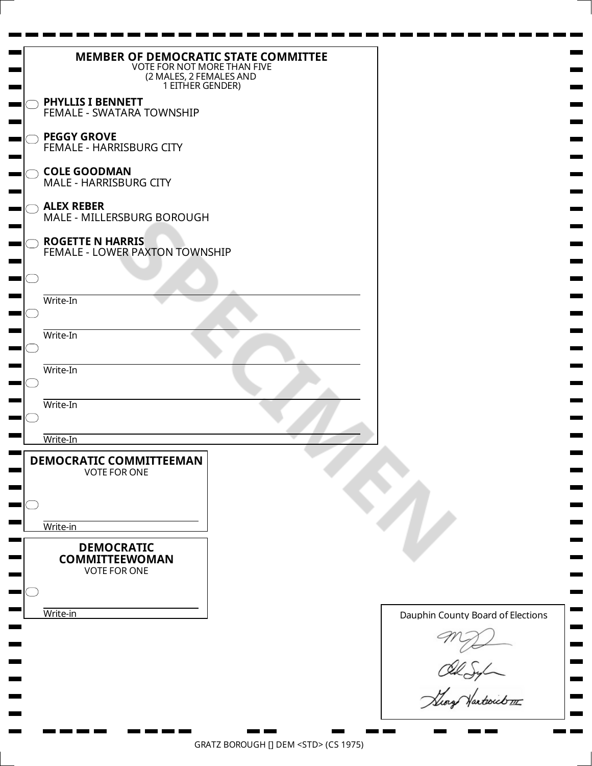## MEMBER OF DEMOCRATIC STATE COMMITTEE

VOTE FOR NOT MORE THAN FIVE
(2 MALES, 2 FEMALES AND
1 EITHER GENDER)

- **PHYLLIS I BENNETT**
  FEMALE - SWATARA TOWNSHIP
- **PEGGY GROVE**
  FEMALE - HARRISBURG CITY
- **COLE GOODMAN**
  MALE - HARRISBURG CITY
- **ALEX REBER**
  MALE - MILLERSBURG BOROUGH
- **ROGETTE N HARRIS**
  FEMALE - LOWER PAXTON TOWNSHIP
- Write-In
- Write-In
- Write-In
- Write-In
- Write-In

## DEMOCRATIC COMMITTEEMAN

VOTE FOR ONE

- Write-in

## DEMOCRATIC COMMITTEEWOMAN

VOTE FOR ONE

- Write-in

SPECIMEN

Dauphin County Board of Elections

GRATZ BOROUGH [] DEM <STD> (CS 1975)